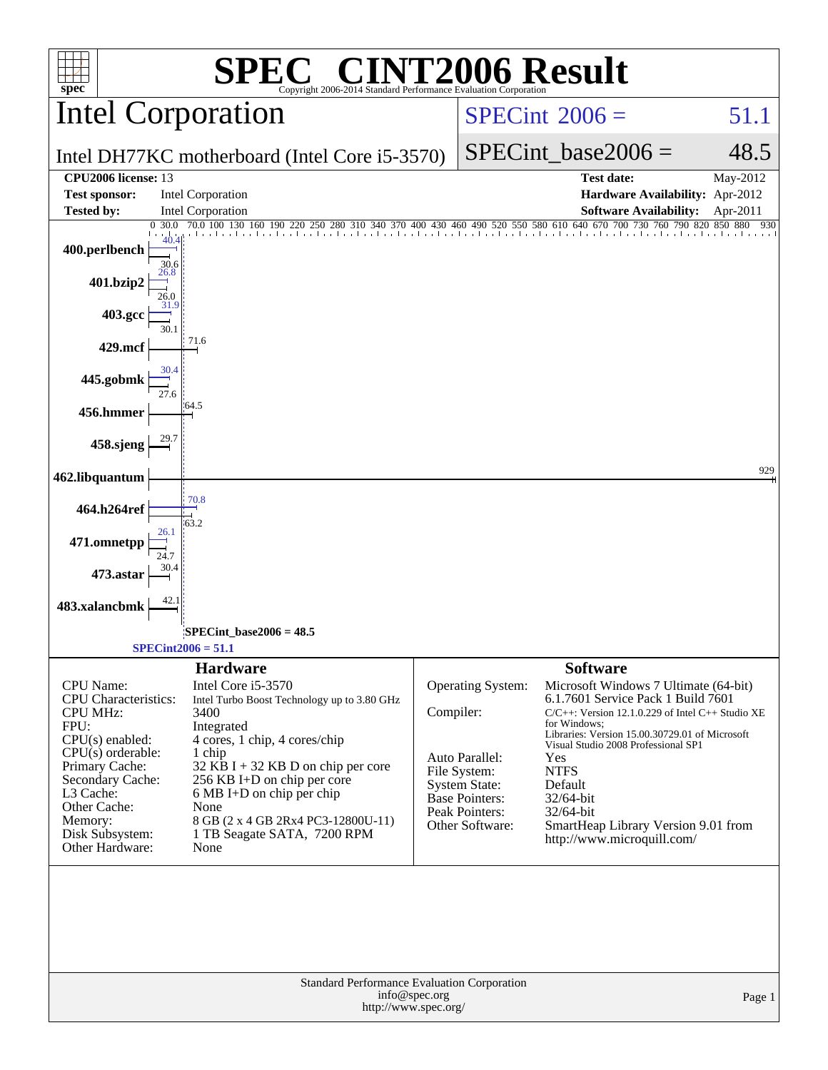# SPEC CINT2006 Result

Copyright 2006-2014 Standard Performance Evaluation Corporation

## Intel Corporation

Intel DH77KC motherboard (Intel Core i5-3570)

SPECint 2006 = 51.1

SPECint_base2006 = 48.5

| | | | |
|---|---|---|---|
| **CPU2006 license:** 13 | | **Test date:** | May-2012 |
| **Test sponsor:** | Intel Corporation | **Hardware Availability:** | Apr-2012 |
| **Tested by:** | Intel Corporation | **Software Availability:** | Apr-2011 |

| Benchmark | Peak | Base |
|---|---|---|
| 400.perlbench | 40.4 | 30.6 |
| 401.bzip2 | 26.8 | 26.0 |
| 403.gcc | 31.9 | 30.1 |
| 429.mcf | | 71.6 |
| 445.gobmk | 30.4 | 27.6 |
| 456.hmmer | | 64.5 |
| 458.sjeng | | 29.7 |
| 462.libquantum | | 929 |
| 464.h264ref | 70.8 | 63.2 |
| 471.omnetpp | 26.1 | 24.7 |
| 473.astar | | 30.4 |
| 483.xalancbmk | | 42.1 |

SPECint_base2006 = 48.5

SPECint2006 = 51.1

## Hardware

| | |
|---|---|
| CPU Name: | Intel Core i5-3570 |
| CPU Characteristics: | Intel Turbo Boost Technology up to 3.80 GHz |
| CPU MHz: | 3400 |
| FPU: | Integrated |
| CPU(s) enabled: | 4 cores, 1 chip, 4 cores/chip |
| CPU(s) orderable: | 1 chip |
| Primary Cache: | 32 KB I + 32 KB D on chip per core |
| Secondary Cache: | 256 KB I+D on chip per core |
| L3 Cache: | 6 MB I+D on chip per chip |
| Other Cache: | None |
| Memory: | 8 GB (2 x 4 GB 2Rx4 PC3-12800U-11) |
| Disk Subsystem: | 1 TB Seagate SATA, 7200 RPM |
| Other Hardware: | None |

## Software

| | |
|---|---|
| Operating System: | Microsoft Windows 7 Ultimate (64-bit) 6.1.7601 Service Pack 1 Build 7601 |
| Compiler: | C/C++: Version 12.1.0.229 of Intel C++ Studio XE for Windows; Libraries: Version 15.00.30729.01 of Microsoft Visual Studio 2008 Professional SP1 |
| Auto Parallel: | Yes |
| File System: | NTFS |
| System State: | Default |
| Base Pointers: | 32/64-bit |
| Peak Pointers: | 32/64-bit |
| Other Software: | SmartHeap Library Version 9.01 from http://www.microquill.com/ |

Standard Performance Evaluation Corporation
info@spec.org
http://www.spec.org/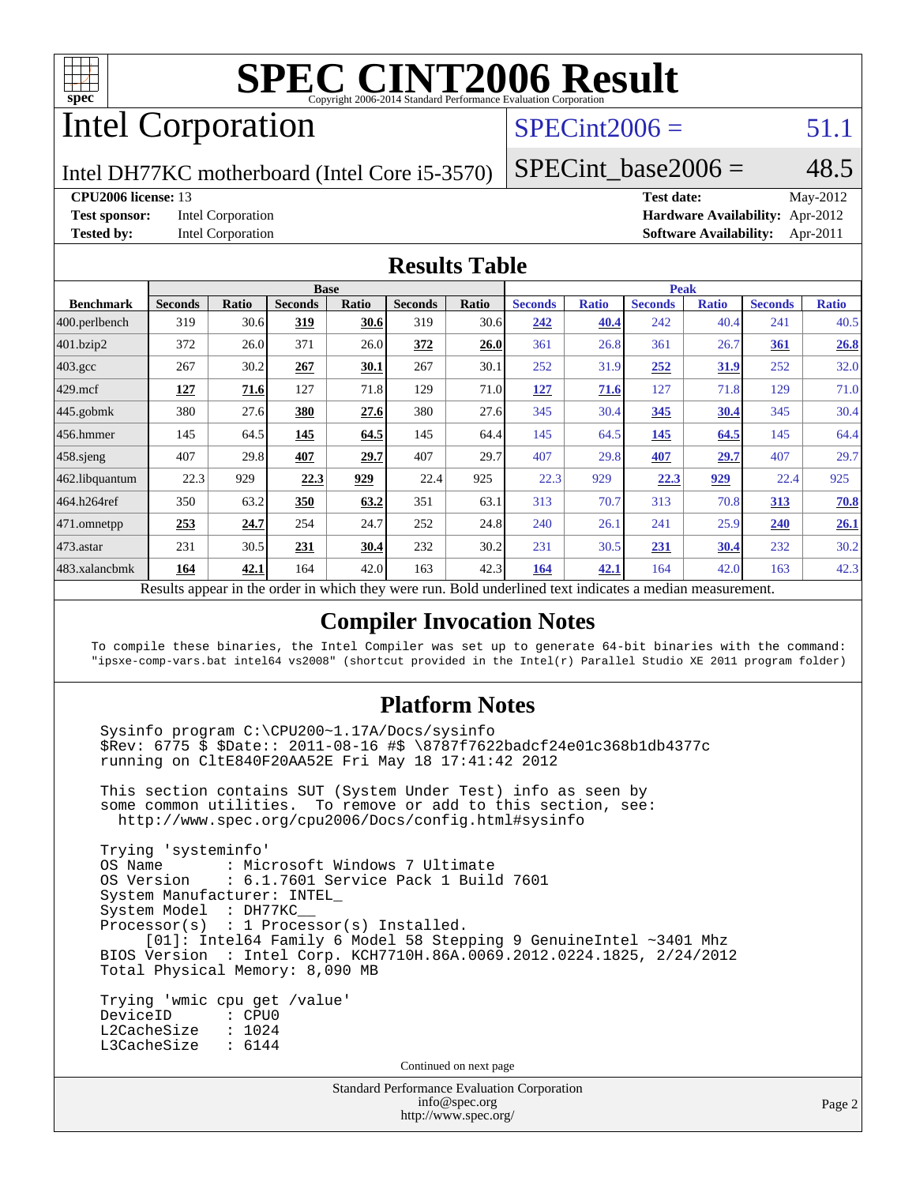# SPEC CINT2006 Result

Copyright 2006-2014 Standard Performance Evaluation Corporation

# Intel Corporation

Intel DH77KC motherboard (Intel Core i5-3570)

SPECint2006 = 51.1

SPECint_base2006 = 48.5

| | | | |
|---|---|---|---|
| **CPU2006 license:** 13 | | **Test date:** | May-2012 |
| **Test sponsor:** | Intel Corporation | **Hardware Availability:** | Apr-2012 |
| **Tested by:** | Intel Corporation | **Software Availability:** | Apr-2011 |

## Results Table

| Benchmark | Base | | | | | | Peak | | | | | |
|---|---|---|---|---|---|---|---|---|---|---|---|---|
| | Seconds | Ratio | Seconds | Ratio | Seconds | Ratio | Seconds | Ratio | Seconds | Ratio | Seconds | Ratio |
| 400.perlbench | 319 | 30.6 | **319** | **30.6** | 319 | 30.6 | **242** | **40.4** | 242 | 40.4 | 241 | 40.5 |
| 401.bzip2 | 372 | 26.0 | 371 | 26.0 | **372** | **26.0** | 361 | 26.8 | 361 | 26.7 | **361** | **26.8** |
| 403.gcc | 267 | 30.2 | **267** | **30.1** | 267 | 30.1 | 252 | 31.9 | **252** | **31.9** | 252 | 32.0 |
| 429.mcf | **127** | **71.6** | 127 | 71.8 | 129 | 71.0 | **127** | **71.6** | 127 | 71.8 | 129 | 71.0 |
| 445.gobmk | 380 | 27.6 | **380** | **27.6** | 380 | 27.6 | 345 | 30.4 | **345** | **30.4** | 345 | 30.4 |
| 456.hmmer | 145 | 64.5 | **145** | **64.5** | 145 | 64.4 | 145 | 64.5 | **145** | **64.5** | 145 | 64.4 |
| 458.sjeng | 407 | 29.8 | **407** | **29.7** | 407 | 29.7 | 407 | 29.8 | **407** | **29.7** | 407 | 29.7 |
| 462.libquantum | 22.3 | 929 | **22.3** | **929** | 22.4 | 925 | 22.3 | 929 | **22.3** | **929** | 22.4 | 925 |
| 464.h264ref | 350 | 63.2 | **350** | **63.2** | 351 | 63.1 | 313 | 70.7 | 313 | 70.8 | **313** | **70.8** |
| 471.omnetpp | **253** | **24.7** | 254 | 24.7 | 252 | 24.8 | 240 | 26.1 | 241 | 25.9 | **240** | **26.1** |
| 473.astar | 231 | 30.5 | **231** | **30.4** | 232 | 30.2 | 231 | 30.5 | **231** | **30.4** | 232 | 30.2 |
| 483.xalancbmk | **164** | **42.1** | 164 | 42.0 | 163 | 42.3 | **164** | **42.1** | 164 | 42.0 | 163 | 42.3 |

Results appear in the order in which they were run. Bold underlined text indicates a median measurement.

## Compiler Invocation Notes

To compile these binaries, the Intel Compiler was set up to generate 64-bit binaries with the command:
"ipsxe-comp-vars.bat intel64 vs2008" (shortcut provided in the Intel(r) Parallel Studio XE 2011 program folder)

## Platform Notes

```
Sysinfo program C:\CPU200~1.17A/Docs/sysinfo
$Rev: 6775 $ $Date:: 2011-08-16 #$ \8787f7622badcf24e01c368b1db4377c
running on CltE840F20AA52E Fri May 18 17:41:42 2012

This section contains SUT (System Under Test) info as seen by
some common utilities.  To remove or add to this section, see:
  http://www.spec.org/cpu2006/Docs/config.html#sysinfo

Trying 'systeminfo'
OS Name       : Microsoft Windows 7 Ultimate
OS Version    : 6.1.7601 Service Pack 1 Build 7601
System Manufacturer: INTEL_
System Model  : DH77KC__
Processor(s)  : 1 Processor(s) Installed.
     [01]: Intel64 Family 6 Model 58 Stepping 9 GenuineIntel ~3401 Mhz
BIOS Version  : Intel Corp. KCH7710H.86A.0069.2012.0224.1825, 2/24/2012
Total Physical Memory: 8,090 MB

Trying 'wmic cpu get /value'
DeviceID      : CPU0
L2CacheSize   : 1024
L3CacheSize   : 6144
```

Continued on next page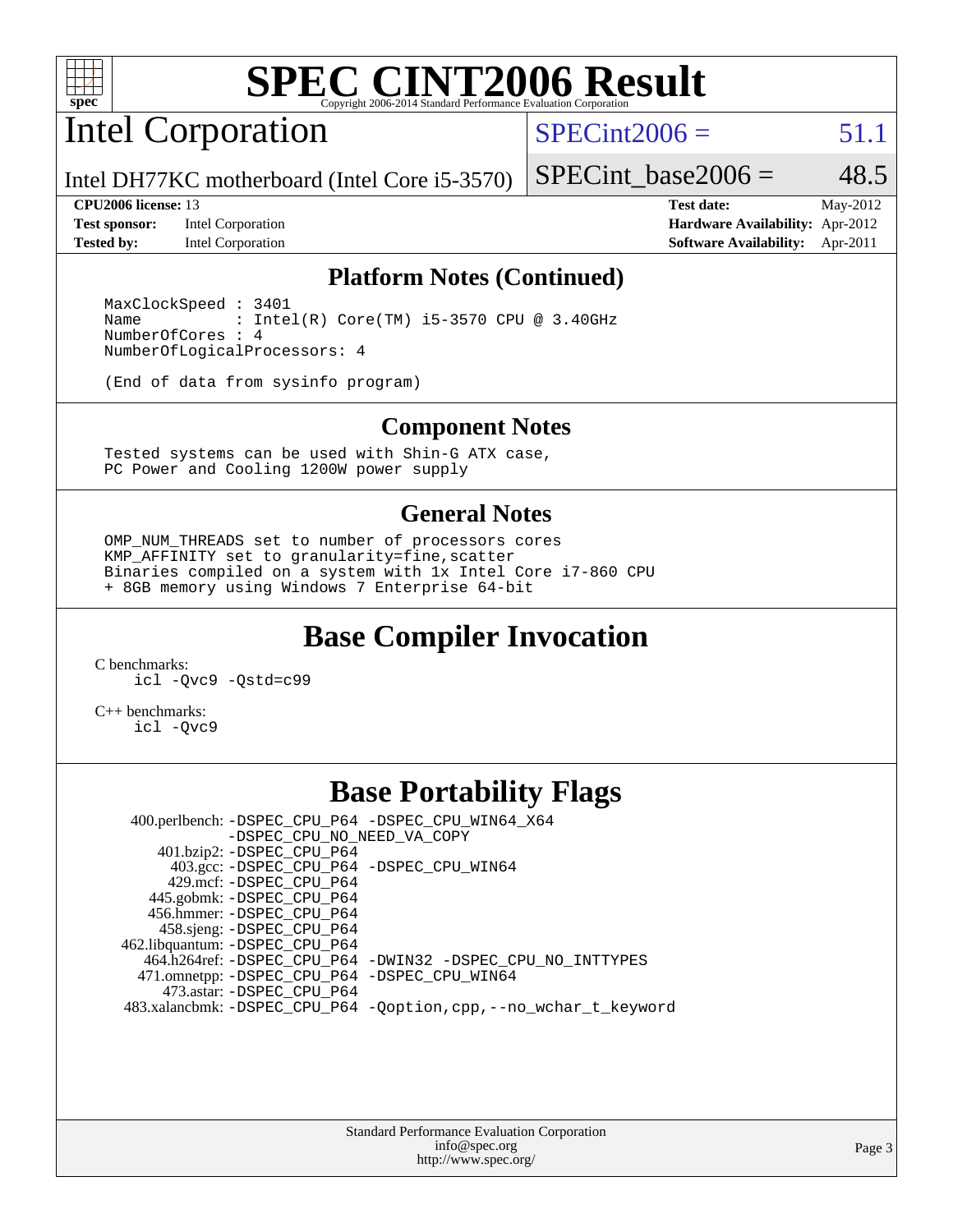# SPEC CINT2006 Result

Copyright 2006-2014 Standard Performance Evaluation Corporation

## Intel Corporation

Intel DH77KC motherboard (Intel Core i5-3570)

SPECint2006 = 51.1

SPECint_base2006 = 48.5

**CPU2006 license:** 13
**Test sponsor:** Intel Corporation
**Tested by:** Intel Corporation

**Test date:** May-2012
**Hardware Availability:** Apr-2012
**Software Availability:** Apr-2011

### Platform Notes (Continued)

```
MaxClockSpeed : 3401
Name          : Intel(R) Core(TM) i5-3570 CPU @ 3.40GHz
NumberOfCores : 4
NumberOfLogicalProcessors: 4

(End of data from sysinfo program)
```

### Component Notes

```
Tested systems can be used with Shin-G ATX case,
PC Power and Cooling 1200W power supply
```

### General Notes

```
OMP_NUM_THREADS set to number of processors cores
KMP_AFFINITY set to granularity=fine,scatter
Binaries compiled on a system with 1x Intel Core i7-860 CPU
+ 8GB memory using Windows 7 Enterprise 64-bit
```

## Base Compiler Invocation

C benchmarks:
```
icl -Qvc9 -Qstd=c99
```

C++ benchmarks:
```
icl -Qvc9
```

## Base Portability Flags

400.perlbench: -DSPEC_CPU_P64 -DSPEC_CPU_WIN64_X64 -DSPEC_CPU_NO_NEED_VA_COPY
401.bzip2: -DSPEC_CPU_P64
403.gcc: -DSPEC_CPU_P64 -DSPEC_CPU_WIN64
429.mcf: -DSPEC_CPU_P64
445.gobmk: -DSPEC_CPU_P64
456.hmmer: -DSPEC_CPU_P64
458.sjeng: -DSPEC_CPU_P64
462.libquantum: -DSPEC_CPU_P64
464.h264ref: -DSPEC_CPU_P64 -DWIN32 -DSPEC_CPU_NO_INTTYPES
471.omnetpp: -DSPEC_CPU_P64 -DSPEC_CPU_WIN64
473.astar: -DSPEC_CPU_P64
483.xalancbmk: -DSPEC_CPU_P64 -Qoption,cpp,--no_wchar_t_keyword

Standard Performance Evaluation Corporation
info@spec.org
http://www.spec.org/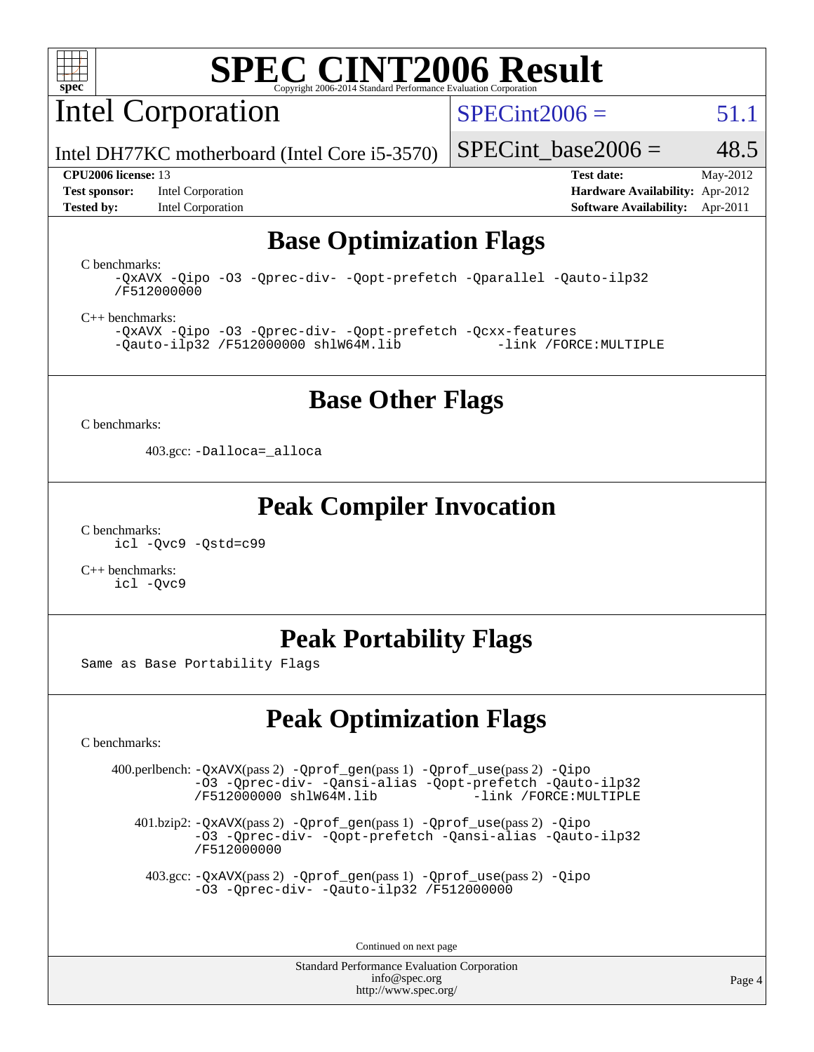# SPEC CINT2006 Result

Copyright 2006-2014 Standard Performance Evaluation Corporation

## Intel Corporation

Intel DH77KC motherboard (Intel Core i5-3570)

SPECint2006 = 51.1

SPECint_base2006 = 48.5

| | | | |
|---|---|---|---|
| **CPU2006 license:** 13 | | **Test date:** | May-2012 |
| **Test sponsor:** | Intel Corporation | **Hardware Availability:** | Apr-2012 |
| **Tested by:** | Intel Corporation | **Software Availability:** | Apr-2011 |

## Base Optimization Flags

C benchmarks:

```
-QxAVX -Qipo -O3 -Qprec-div- -Qopt-prefetch -Qparallel -Qauto-ilp32
/F512000000
```

C++ benchmarks:

```
-QxAVX -Qipo -O3 -Qprec-div- -Qopt-prefetch -Qcxx-features
-Qauto-ilp32 /F512000000 shlW64M.lib            -link /FORCE:MULTIPLE
```

## Base Other Flags

C benchmarks:

403.gcc: `-Dalloca=_alloca`

## Peak Compiler Invocation

C benchmarks:

```
icl -Qvc9 -Qstd=c99
```

C++ benchmarks:

```
icl -Qvc9
```

## Peak Portability Flags

Same as Base Portability Flags

## Peak Optimization Flags

C benchmarks:

400.perlbench: -QxAVX(pass 2) -Qprof_gen(pass 1) -Qprof_use(pass 2) -Qipo -O3 -Qprec-div- -Qansi-alias -Qopt-prefetch -Qauto-ilp32 /F512000000 shlW64M.lib -link /FORCE:MULTIPLE

401.bzip2: -QxAVX(pass 2) -Qprof_gen(pass 1) -Qprof_use(pass 2) -Qipo -O3 -Qprec-div- -Qopt-prefetch -Qansi-alias -Qauto-ilp32 /F512000000

403.gcc: -QxAVX(pass 2) -Qprof_gen(pass 1) -Qprof_use(pass 2) -Qipo -O3 -Qprec-div- -Qauto-ilp32 /F512000000

Continued on next page

Standard Performance Evaluation Corporation
info@spec.org
http://www.spec.org/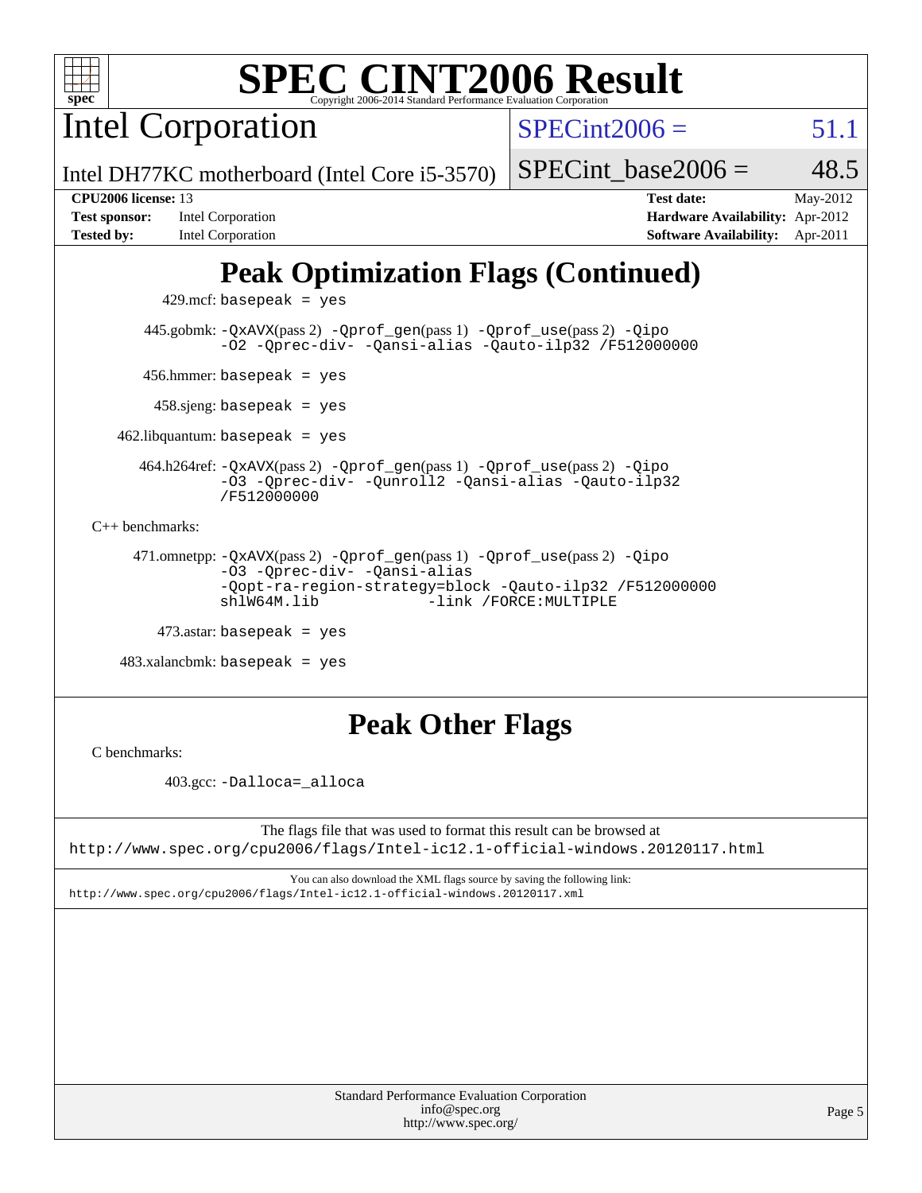## Peak Optimization Flags (Continued)

429.mcf: basepeak = yes

445.gobmk: -QxAVX(pass 2) -Qprof_gen(pass 1) -Qprof_use(pass 2) -Qipo -O2 -Qprec-div- -Qansi-alias -Qauto-ilp32 /F512000000

456.hmmer: basepeak = yes

458.sjeng: basepeak = yes

462.libquantum: basepeak = yes

464.h264ref: -QxAVX(pass 2) -Qprof_gen(pass 1) -Qprof_use(pass 2) -Qipo -O3 -Qprec-div- -Qunroll2 -Qansi-alias -Qauto-ilp32 /F512000000

C++ benchmarks:

471.omnetpp: -QxAVX(pass 2) -Qprof_gen(pass 1) -Qprof_use(pass 2) -Qipo -O3 -Qprec-div- -Qansi-alias -Qopt-ra-region-strategy=block -Qauto-ilp32 /F512000000 shlW64M.lib -link /FORCE:MULTIPLE

473.astar: basepeak = yes

483.xalancbmk: basepeak = yes

## Peak Other Flags

C benchmarks:

403.gcc: -Dalloca=_alloca

The flags file that was used to format this result can be browsed at
http://www.spec.org/cpu2006/flags/Intel-ic12.1-official-windows.20120117.html

You can also download the XML flags source by saving the following link:
http://www.spec.org/cpu2006/flags/Intel-ic12.1-official-windows.20120117.xml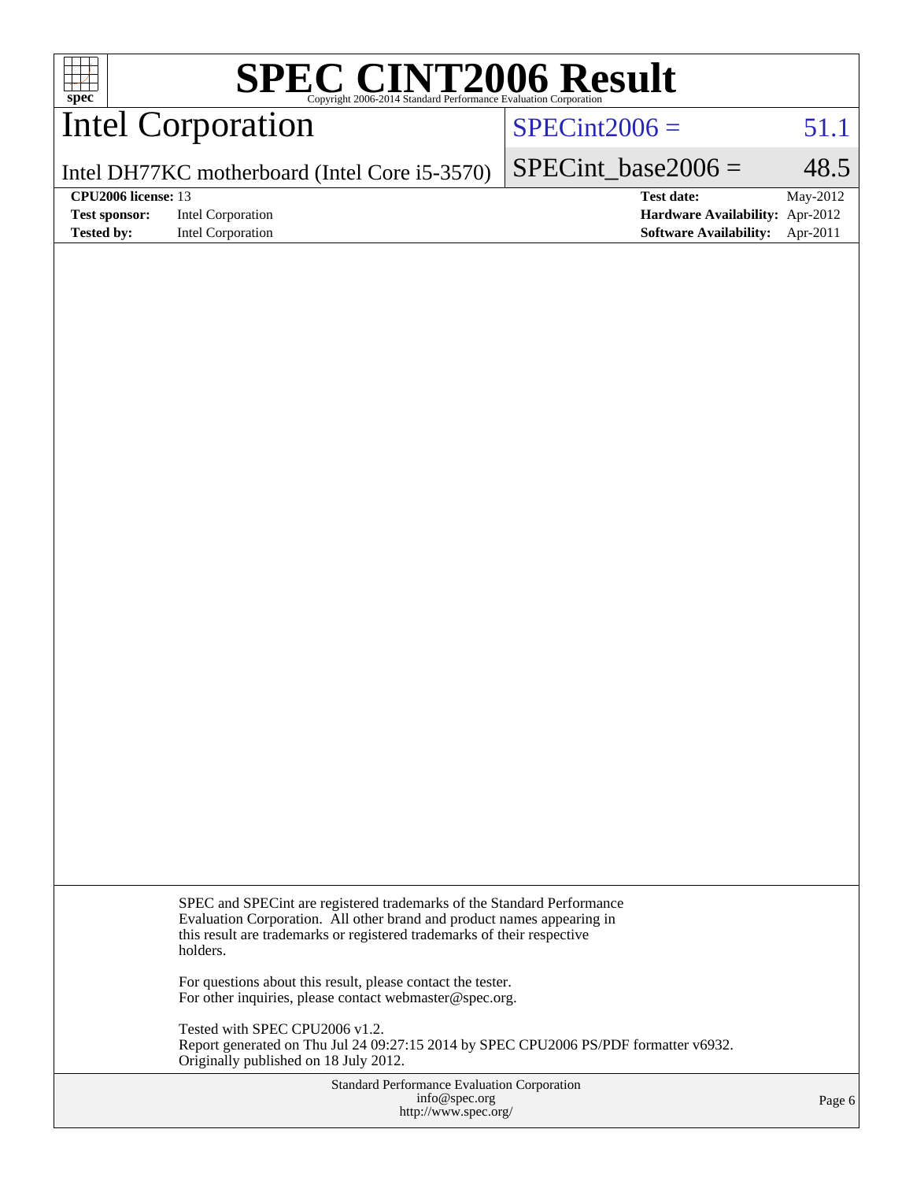SPEC and SPECint are registered trademarks of the Standard Performance Evaluation Corporation. All other brand and product names appearing in this result are trademarks or registered trademarks of their respective holders.

For questions about this result, please contact the tester.
For other inquiries, please contact webmaster@spec.org.

Tested with SPEC CPU2006 v1.2.
Report generated on Thu Jul 24 09:27:15 2014 by SPEC CPU2006 PS/PDF formatter v6932.
Originally published on 18 July 2012.